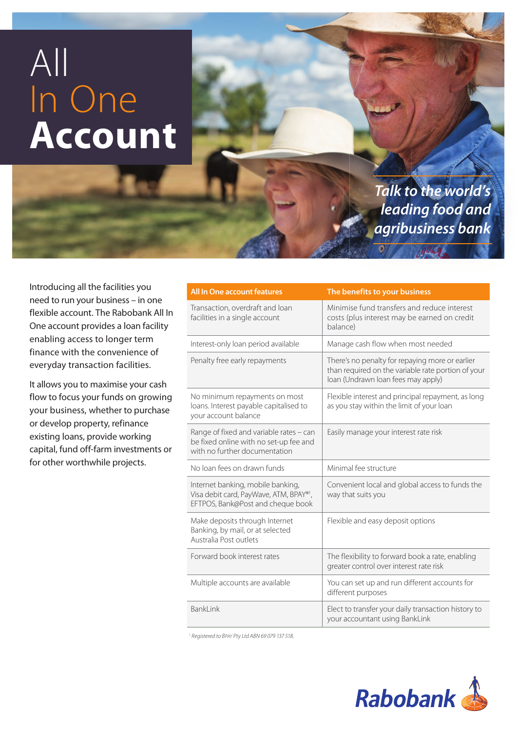# All In One Account

*Talk to the world's leading food and agribusiness bank*

Introducing all the facilities you need to run your business – in one flexible account. The Rabobank All In One account provides a loan facility enabling access to longer term finance with the convenience of everyday transaction facilities.

It allows you to maximise your cash flow to focus your funds on growing your business, whether to purchase or develop property, refinance existing loans, provide working capital, fund off-farm investments or for other worthwhile projects.

| All In One account features | The benefits to your business |
| --- | --- |
| Transaction, overdraft and loan facilities in a single account | Minimise fund transfers and reduce interest costs (plus interest may be earned on credit balance) |
| Interest-only loan period available | Manage cash flow when most needed |
| Penalty free early repayments | There's no penalty for repaying more or earlier than required on the variable rate portion of your loan (Undrawn loan fees may apply) |
| No minimum repayments on most loans. Interest payable capitalised to your account balance | Flexible interest and principal repayment, as long as you stay within the limit of your loan |
| Range of fixed and variable rates – can be fixed online with no set-up fee and with no further documentation | Easily manage your interest rate risk |
| No loan fees on drawn funds | Minimal fee structure |
| Internet banking, mobile banking, Visa debit card, PayWave, ATM, BPAY®[1], EFTPOS, Bank@Post and cheque book | Convenient local and global access to funds the way that suits you |
| Make deposits through Internet Banking, by mail, or at selected Australia Post outlets | Flexible and easy deposit options |
| Forward book interest rates | The flexibility to forward book a rate, enabling greater control over interest rate risk |
| Multiple accounts are available | You can set up and run different accounts for different purposes |
| BankLink | Elect to transfer your daily transaction history to your accountant using BankLink |

[1] Registered to BPAY Pty Ltd ABN 69 079 137 518.

Rabobank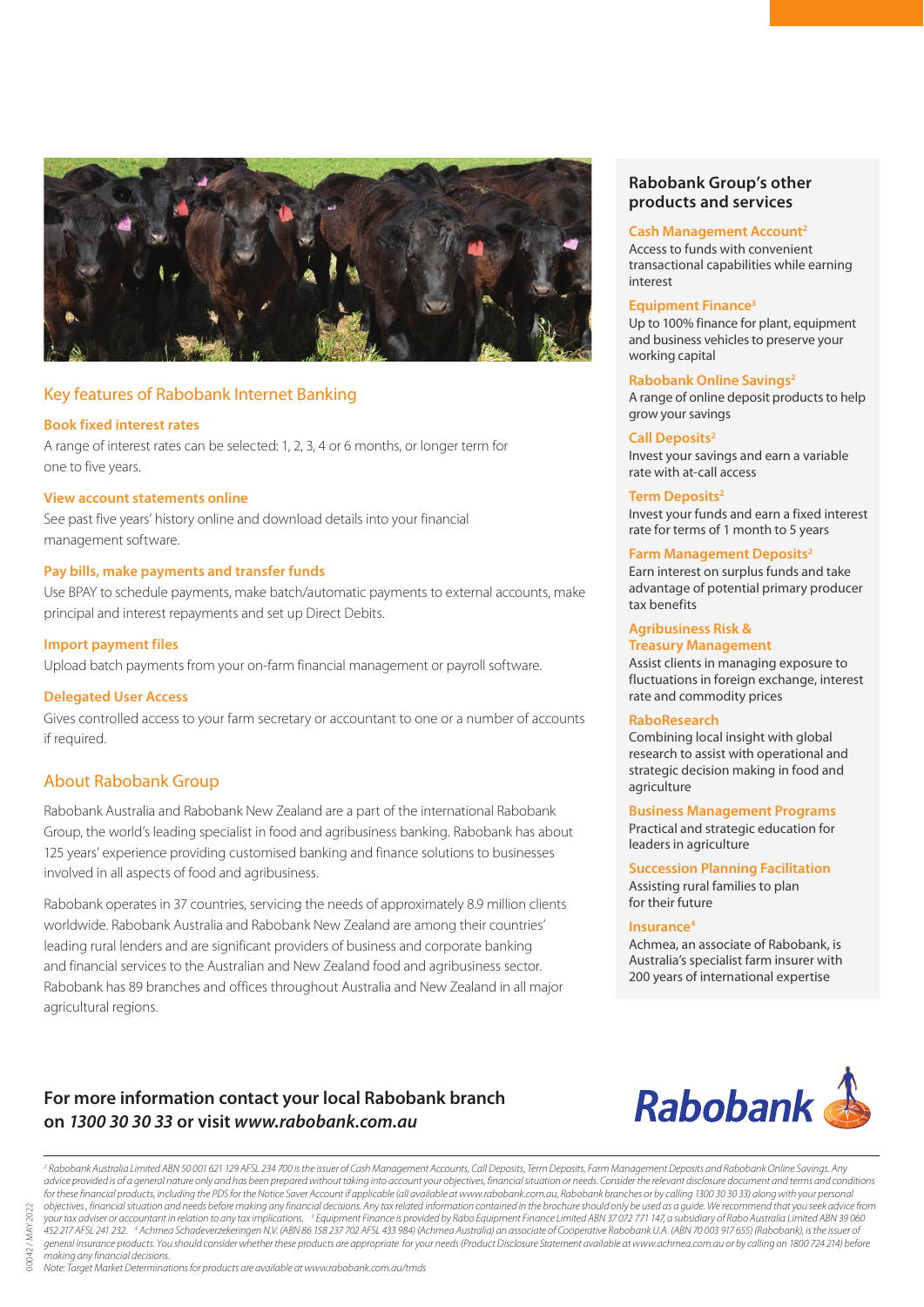## Key features of Rabobank Internet Banking

### Book fixed interest rates

A range of interest rates can be selected: 1, 2, 3, 4 or 6 months, or longer term for one to five years.

### View account statements online

See past five years' history online and download details into your financial management software.

### Pay bills, make payments and transfer funds

Use BPAY to schedule payments, make batch/automatic payments to external accounts, make principal and interest repayments and set up Direct Debits.

### Import payment files

Upload batch payments from your on-farm financial management or payroll software.

### Delegated User Access

Gives controlled access to your farm secretary or accountant to one or a number of accounts if required.

## About Rabobank Group

Rabobank Australia and Rabobank New Zealand are a part of the international Rabobank Group, the world's leading specialist in food and agribusiness banking. Rabobank has about 125 years' experience providing customised banking and finance solutions to businesses involved in all aspects of food and agribusiness.

Rabobank operates in 37 countries, servicing the needs of approximately 8.9 million clients worldwide. Rabobank Australia and Rabobank New Zealand are among their countries' leading rural lenders and are significant providers of business and corporate banking and financial services to the Australian and New Zealand food and agribusiness sector. Rabobank has 89 branches and offices throughout Australia and New Zealand in all major agricultural regions.

## Rabobank Group's other products and services

### Cash Management Account[2]

Access to funds with convenient transactional capabilities while earning interest

### Equipment Finance[3]

Up to 100% finance for plant, equipment and business vehicles to preserve your working capital

### Rabobank Online Savings[2]

A range of online deposit products to help grow your savings

### Call Deposits[2]

Invest your savings and earn a variable rate with at-call access

### Term Deposits[2]

Invest your funds and earn a fixed interest rate for terms of 1 month to 5 years

### Farm Management Deposits[2]

Earn interest on surplus funds and take advantage of potential primary producer tax benefits

### Agribusiness Risk & Treasury Management

Assist clients in managing exposure to fluctuations in foreign exchange, interest rate and commodity prices

### RaboResearch

Combining local insight with global research to assist with operational and strategic decision making in food and agriculture

### Business Management Programs

Practical and strategic education for leaders in agriculture

### Succession Planning Facilitation

Assisting rural families to plan for their future

### Insurance[4]

Achmea, an associate of Rabobank, is Australia's specialist farm insurer with 200 years of international expertise

**For more information contact your local Rabobank branch on *1300 30 30 33* or visit *www.rabobank.com.au***

Rabobank

*[2] Rabobank Australia Limited ABN 50 001 621 129 AFSL 234 700 is the issuer of Cash Management Accounts, Call Deposits, Term Deposits, Farm Management Deposits and Rabobank Online Savings. Any advice provided is of a general nature only and has been prepared without taking into account your objectives, financial situation or needs. Consider the relevant disclosure document and terms and conditions for these financial products, including the PDS for the Notice Saver Account if applicable (all available at www.rabobank.com.au, Rabobank branches or by calling 1300 30 30 33) along with your personal objectives, financial situation and needs before making any financial decisions. Any tax related information contained in the brochure should only be used as a guide. We recommend that you seek advice from your tax adviser or accountant in relation to any tax implications. [3] Equipment Finance is provided by Rabo Equipment Finance Limited ABN 37 072 771 147, a subsidiary of Rabo Australia Limited ABN 39 060 452 217 AFSL 241 232. [4] Achmea Schadeverzekeringen N.V. (ABN 86 158 237 702 AFSL 433 984) (Achmea Australia) an associate of Coöperatieve Rabobank U.A. (ABN 70 003 917 655) (Rabobank), is the issuer of general insurance products. You should consider whether these products are appropriate for your needs (Product Disclosure Statement available at www.achmea.com.au or by calling on 1800 724 214) before making any financial decisions.*

*Note: Target Market Determinations for products are available at www.rabobank.com.au/tmds*

00042 / MAY 2022